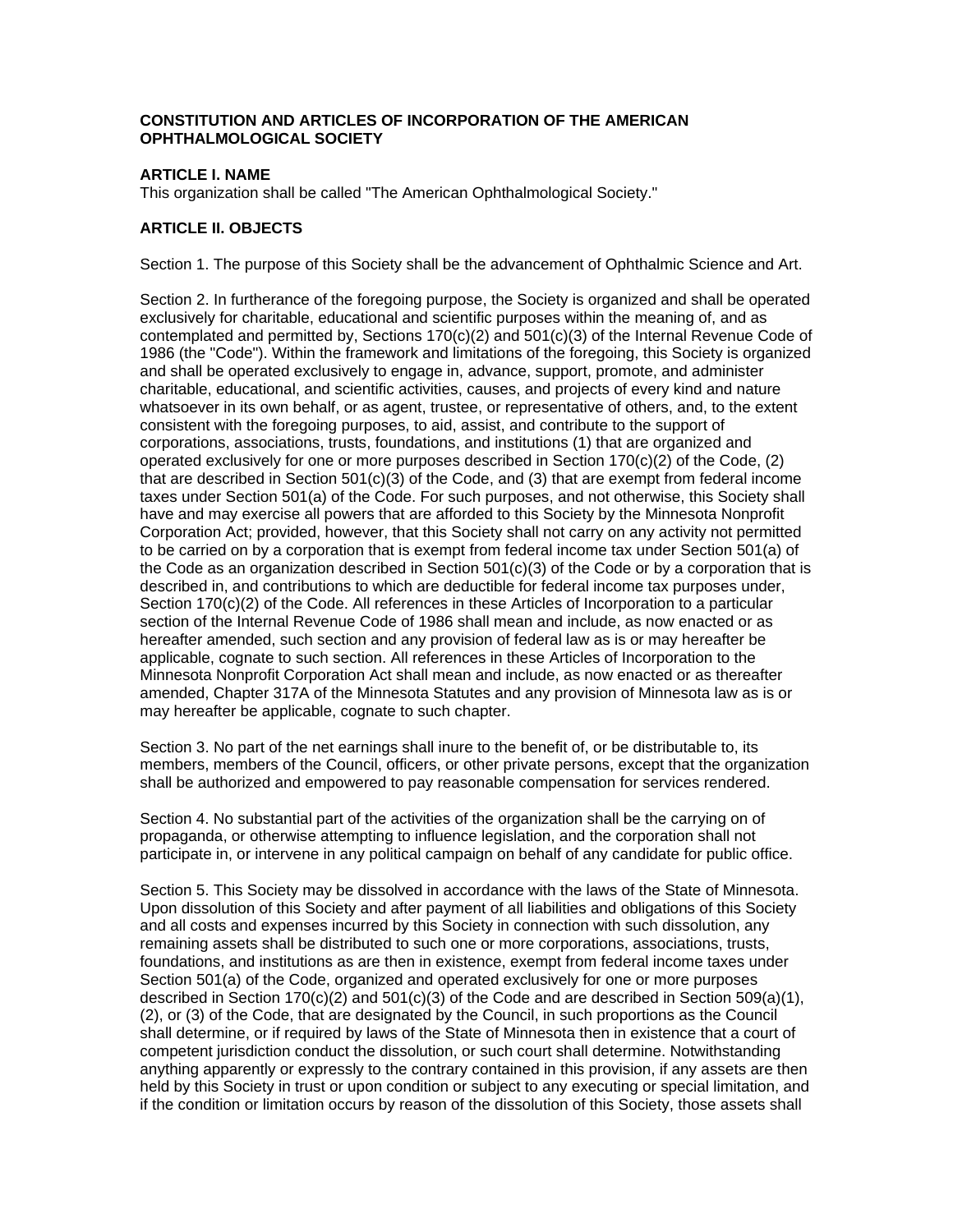# CONSTITUTION AND ARTICLES OF INCORPORATION OF THE AMERICAN OPHTHALMOLOGICAL SOCIETY

## ARTICLE I. NAME

This organization shall be called "The American Ophthalmological Society."

## ARTICLE II. OBJECTS

Section 1. The purpose of this Society shall be the advancement of Ophthalmic Science and Art.

Section 2. In furtherance of the foregoing purpose, the Society is organized and shall be operated exclusively for charitable, educational and scientific purposes within the meaning of, and as contemplated and permitted by, Sections 170(c)(2) and 501(c)(3) of the Internal Revenue Code of 1986 (the "Code"). Within the framework and limitations of the foregoing, this Society is organized and shall be operated exclusively to engage in, advance, support, promote, and administer charitable, educational, and scientific activities, causes, and projects of every kind and nature whatsoever in its own behalf, or as agent, trustee, or representative of others, and, to the extent consistent with the foregoing purposes, to aid, assist, and contribute to the support of corporations, associations, trusts, foundations, and institutions (1) that are organized and operated exclusively for one or more purposes described in Section 170(c)(2) of the Code, (2) that are described in Section 501(c)(3) of the Code, and (3) that are exempt from federal income taxes under Section 501(a) of the Code. For such purposes, and not otherwise, this Society shall have and may exercise all powers that are afforded to this Society by the Minnesota Nonprofit Corporation Act; provided, however, that this Society shall not carry on any activity not permitted to be carried on by a corporation that is exempt from federal income tax under Section 501(a) of the Code as an organization described in Section 501(c)(3) of the Code or by a corporation that is described in, and contributions to which are deductible for federal income tax purposes under, Section 170(c)(2) of the Code. All references in these Articles of Incorporation to a particular section of the Internal Revenue Code of 1986 shall mean and include, as now enacted or as hereafter amended, such section and any provision of federal law as is or may hereafter be applicable, cognate to such section. All references in these Articles of Incorporation to the Minnesota Nonprofit Corporation Act shall mean and include, as now enacted or as thereafter amended, Chapter 317A of the Minnesota Statutes and any provision of Minnesota law as is or may hereafter be applicable, cognate to such chapter.

Section 3. No part of the net earnings shall inure to the benefit of, or be distributable to, its members, members of the Council, officers, or other private persons, except that the organization shall be authorized and empowered to pay reasonable compensation for services rendered.

Section 4. No substantial part of the activities of the organization shall be the carrying on of propaganda, or otherwise attempting to influence legislation, and the corporation shall not participate in, or intervene in any political campaign on behalf of any candidate for public office.

Section 5. This Society may be dissolved in accordance with the laws of the State of Minnesota. Upon dissolution of this Society and after payment of all liabilities and obligations of this Society and all costs and expenses incurred by this Society in connection with such dissolution, any remaining assets shall be distributed to such one or more corporations, associations, trusts, foundations, and institutions as are then in existence, exempt from federal income taxes under Section 501(a) of the Code, organized and operated exclusively for one or more purposes described in Section 170(c)(2) and 501(c)(3) of the Code and are described in Section 509(a)(1), (2), or (3) of the Code, that are designated by the Council, in such proportions as the Council shall determine, or if required by laws of the State of Minnesota then in existence that a court of competent jurisdiction conduct the dissolution, or such court shall determine. Notwithstanding anything apparently or expressly to the contrary contained in this provision, if any assets are then held by this Society in trust or upon condition or subject to any executing or special limitation, and if the condition or limitation occurs by reason of the dissolution of this Society, those assets shall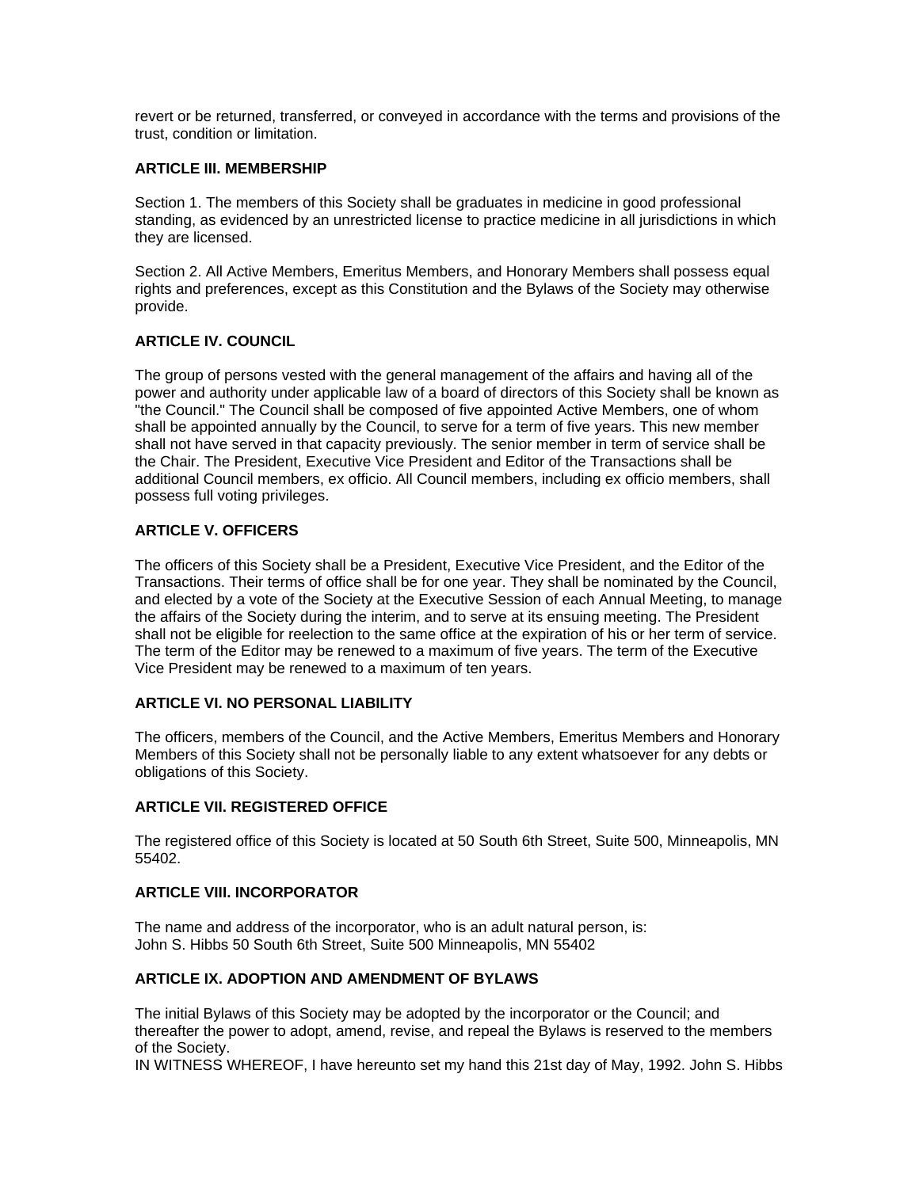revert or be returned, transferred, or conveyed in accordance with the terms and provisions of the trust, condition or limitation.

**ARTICLE III. MEMBERSHIP**

Section 1. The members of this Society shall be graduates in medicine in good professional standing, as evidenced by an unrestricted license to practice medicine in all jurisdictions in which they are licensed.

Section 2. All Active Members, Emeritus Members, and Honorary Members shall possess equal rights and preferences, except as this Constitution and the Bylaws of the Society may otherwise provide.

**ARTICLE IV. COUNCIL**

The group of persons vested with the general management of the affairs and having all of the power and authority under applicable law of a board of directors of this Society shall be known as "the Council." The Council shall be composed of five appointed Active Members, one of whom shall be appointed annually by the Council, to serve for a term of five years. This new member shall not have served in that capacity previously. The senior member in term of service shall be the Chair. The President, Executive Vice President and Editor of the Transactions shall be additional Council members, ex officio. All Council members, including ex officio members, shall possess full voting privileges.

**ARTICLE V. OFFICERS**

The officers of this Society shall be a President, Executive Vice President, and the Editor of the Transactions. Their terms of office shall be for one year. They shall be nominated by the Council, and elected by a vote of the Society at the Executive Session of each Annual Meeting, to manage the affairs of the Society during the interim, and to serve at its ensuing meeting. The President shall not be eligible for reelection to the same office at the expiration of his or her term of service. The term of the Editor may be renewed to a maximum of five years. The term of the Executive Vice President may be renewed to a maximum of ten years.

**ARTICLE VI. NO PERSONAL LIABILITY**

The officers, members of the Council, and the Active Members, Emeritus Members and Honorary Members of this Society shall not be personally liable to any extent whatsoever for any debts or obligations of this Society.

**ARTICLE VII. REGISTERED OFFICE**

The registered office of this Society is located at 50 South 6th Street, Suite 500, Minneapolis, MN 55402.

**ARTICLE VIII. INCORPORATOR**

The name and address of the incorporator, who is an adult natural person, is:
John S. Hibbs 50 South 6th Street, Suite 500 Minneapolis, MN 55402

**ARTICLE IX. ADOPTION AND AMENDMENT OF BYLAWS**

The initial Bylaws of this Society may be adopted by the incorporator or the Council; and thereafter the power to adopt, amend, revise, and repeal the Bylaws is reserved to the members of the Society.
IN WITNESS WHEREOF, I have hereunto set my hand this 21st day of May, 1992. John S. Hibbs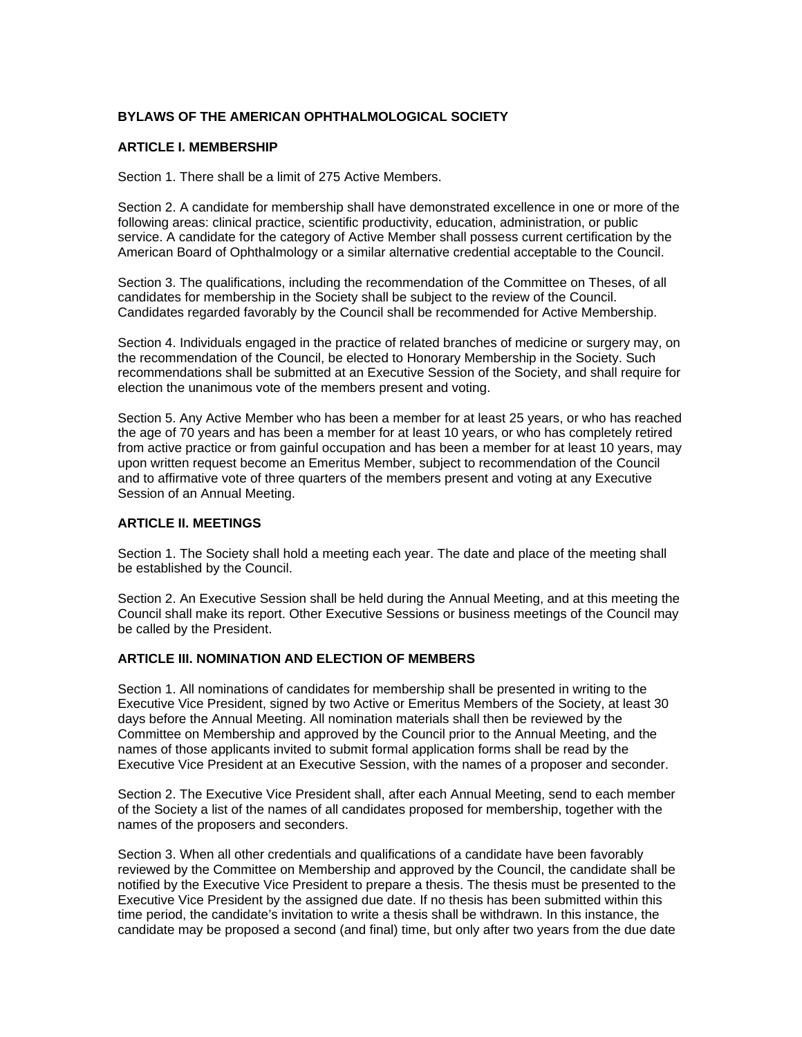# BYLAWS OF THE AMERICAN OPHTHALMOLOGICAL SOCIETY

## ARTICLE I. MEMBERSHIP

Section 1. There shall be a limit of 275 Active Members.

Section 2. A candidate for membership shall have demonstrated excellence in one or more of the following areas: clinical practice, scientific productivity, education, administration, or public service. A candidate for the category of Active Member shall possess current certification by the American Board of Ophthalmology or a similar alternative credential acceptable to the Council.

Section 3. The qualifications, including the recommendation of the Committee on Theses, of all candidates for membership in the Society shall be subject to the review of the Council. Candidates regarded favorably by the Council shall be recommended for Active Membership.

Section 4. Individuals engaged in the practice of related branches of medicine or surgery may, on the recommendation of the Council, be elected to Honorary Membership in the Society. Such recommendations shall be submitted at an Executive Session of the Society, and shall require for election the unanimous vote of the members present and voting.

Section 5. Any Active Member who has been a member for at least 25 years, or who has reached the age of 70 years and has been a member for at least 10 years, or who has completely retired from active practice or from gainful occupation and has been a member for at least 10 years, may upon written request become an Emeritus Member, subject to recommendation of the Council and to affirmative vote of three quarters of the members present and voting at any Executive Session of an Annual Meeting.

## ARTICLE II. MEETINGS

Section 1. The Society shall hold a meeting each year. The date and place of the meeting shall be established by the Council.

Section 2. An Executive Session shall be held during the Annual Meeting, and at this meeting the Council shall make its report. Other Executive Sessions or business meetings of the Council may be called by the President.

## ARTICLE III. NOMINATION AND ELECTION OF MEMBERS

Section 1. All nominations of candidates for membership shall be presented in writing to the Executive Vice President, signed by two Active or Emeritus Members of the Society, at least 30 days before the Annual Meeting. All nomination materials shall then be reviewed by the Committee on Membership and approved by the Council prior to the Annual Meeting, and the names of those applicants invited to submit formal application forms shall be read by the Executive Vice President at an Executive Session, with the names of a proposer and seconder.

Section 2. The Executive Vice President shall, after each Annual Meeting, send to each member of the Society a list of the names of all candidates proposed for membership, together with the names of the proposers and seconders.

Section 3. When all other credentials and qualifications of a candidate have been favorably reviewed by the Committee on Membership and approved by the Council, the candidate shall be notified by the Executive Vice President to prepare a thesis. The thesis must be presented to the Executive Vice President by the assigned due date. If no thesis has been submitted within this time period, the candidate's invitation to write a thesis shall be withdrawn. In this instance, the candidate may be proposed a second (and final) time, but only after two years from the due date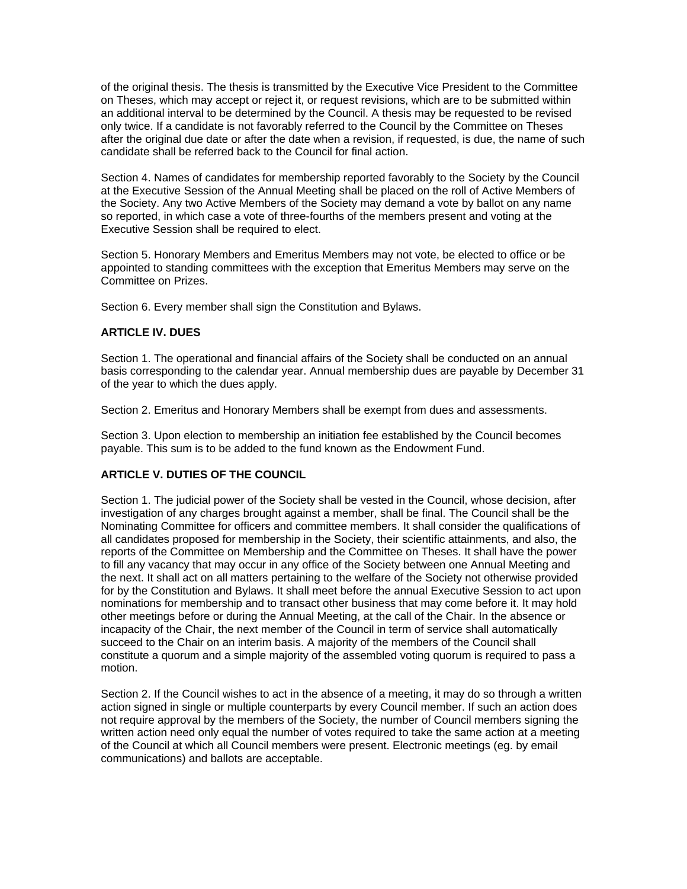of the original thesis. The thesis is transmitted by the Executive Vice President to the Committee on Theses, which may accept or reject it, or request revisions, which are to be submitted within an additional interval to be determined by the Council. A thesis may be requested to be revised only twice. If a candidate is not favorably referred to the Council by the Committee on Theses after the original due date or after the date when a revision, if requested, is due, the name of such candidate shall be referred back to the Council for final action.

Section 4. Names of candidates for membership reported favorably to the Society by the Council at the Executive Session of the Annual Meeting shall be placed on the roll of Active Members of the Society. Any two Active Members of the Society may demand a vote by ballot on any name so reported, in which case a vote of three-fourths of the members present and voting at the Executive Session shall be required to elect.

Section 5. Honorary Members and Emeritus Members may not vote, be elected to office or be appointed to standing committees with the exception that Emeritus Members may serve on the Committee on Prizes.

Section 6. Every member shall sign the Constitution and Bylaws.

**ARTICLE IV. DUES**

Section 1. The operational and financial affairs of the Society shall be conducted on an annual basis corresponding to the calendar year. Annual membership dues are payable by December 31 of the year to which the dues apply.

Section 2. Emeritus and Honorary Members shall be exempt from dues and assessments.

Section 3. Upon election to membership an initiation fee established by the Council becomes payable. This sum is to be added to the fund known as the Endowment Fund.

**ARTICLE V. DUTIES OF THE COUNCIL**

Section 1. The judicial power of the Society shall be vested in the Council, whose decision, after investigation of any charges brought against a member, shall be final. The Council shall be the Nominating Committee for officers and committee members. It shall consider the qualifications of all candidates proposed for membership in the Society, their scientific attainments, and also, the reports of the Committee on Membership and the Committee on Theses. It shall have the power to fill any vacancy that may occur in any office of the Society between one Annual Meeting and the next. It shall act on all matters pertaining to the welfare of the Society not otherwise provided for by the Constitution and Bylaws. It shall meet before the annual Executive Session to act upon nominations for membership and to transact other business that may come before it. It may hold other meetings before or during the Annual Meeting, at the call of the Chair. In the absence or incapacity of the Chair, the next member of the Council in term of service shall automatically succeed to the Chair on an interim basis. A majority of the members of the Council shall constitute a quorum and a simple majority of the assembled voting quorum is required to pass a motion.

Section 2. If the Council wishes to act in the absence of a meeting, it may do so through a written action signed in single or multiple counterparts by every Council member. If such an action does not require approval by the members of the Society, the number of Council members signing the written action need only equal the number of votes required to take the same action at a meeting of the Council at which all Council members were present. Electronic meetings (eg. by email communications) and ballots are acceptable.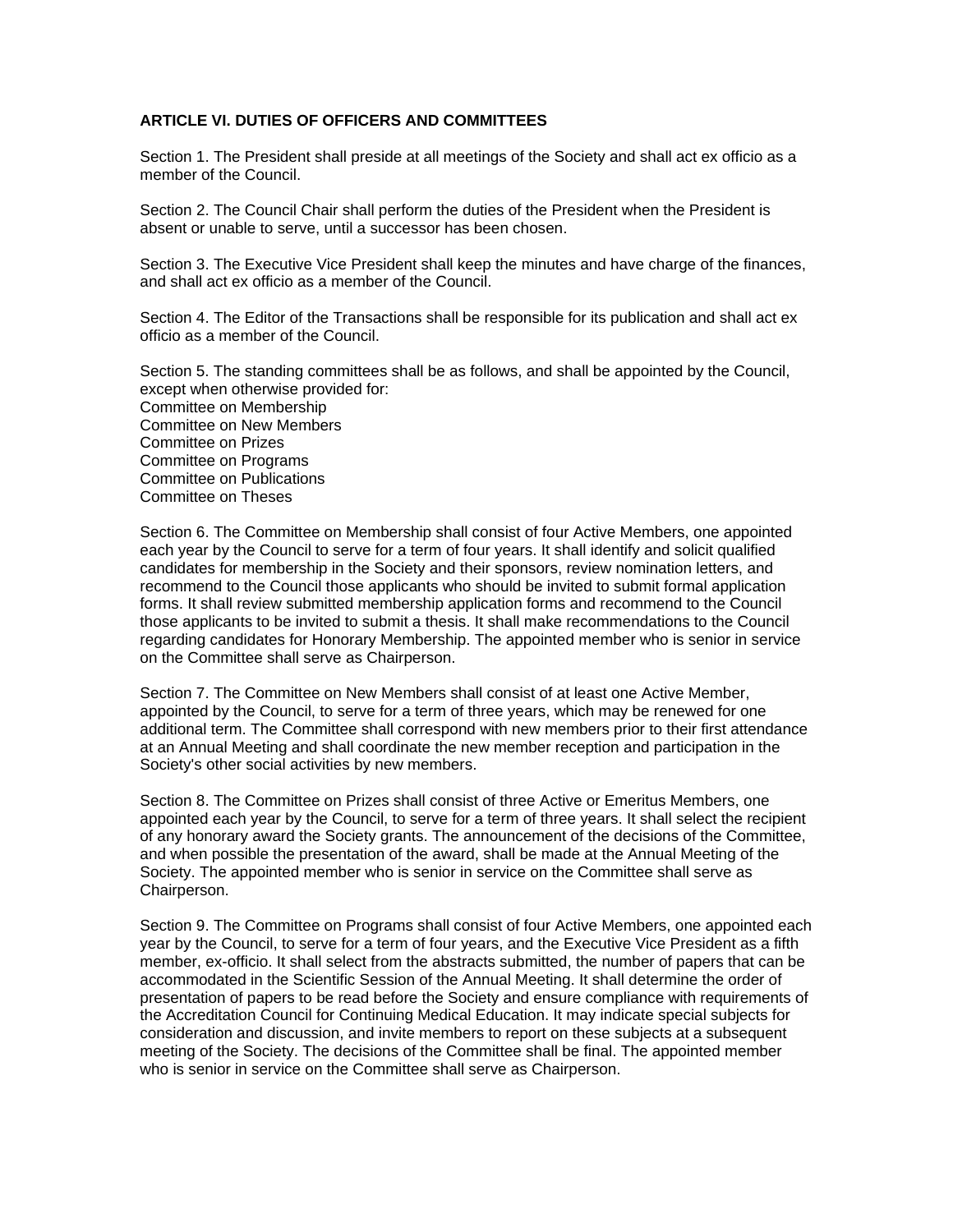**ARTICLE VI. DUTIES OF OFFICERS AND COMMITTEES**

Section 1. The President shall preside at all meetings of the Society and shall act ex officio as a member of the Council.

Section 2. The Council Chair shall perform the duties of the President when the President is absent or unable to serve, until a successor has been chosen.

Section 3. The Executive Vice President shall keep the minutes and have charge of the finances, and shall act ex officio as a member of the Council.

Section 4. The Editor of the Transactions shall be responsible for its publication and shall act ex officio as a member of the Council.

Section 5. The standing committees shall be as follows, and shall be appointed by the Council, except when otherwise provided for:
Committee on Membership
Committee on New Members
Committee on Prizes
Committee on Programs
Committee on Publications
Committee on Theses

Section 6. The Committee on Membership shall consist of four Active Members, one appointed each year by the Council to serve for a term of four years. It shall identify and solicit qualified candidates for membership in the Society and their sponsors, review nomination letters, and recommend to the Council those applicants who should be invited to submit formal application forms. It shall review submitted membership application forms and recommend to the Council those applicants to be invited to submit a thesis. It shall make recommendations to the Council regarding candidates for Honorary Membership. The appointed member who is senior in service on the Committee shall serve as Chairperson.

Section 7. The Committee on New Members shall consist of at least one Active Member, appointed by the Council, to serve for a term of three years, which may be renewed for one additional term. The Committee shall correspond with new members prior to their first attendance at an Annual Meeting and shall coordinate the new member reception and participation in the Society's other social activities by new members.

Section 8. The Committee on Prizes shall consist of three Active or Emeritus Members, one appointed each year by the Council, to serve for a term of three years. It shall select the recipient of any honorary award the Society grants. The announcement of the decisions of the Committee, and when possible the presentation of the award, shall be made at the Annual Meeting of the Society. The appointed member who is senior in service on the Committee shall serve as Chairperson.

Section 9. The Committee on Programs shall consist of four Active Members, one appointed each year by the Council, to serve for a term of four years, and the Executive Vice President as a fifth member, ex-officio. It shall select from the abstracts submitted, the number of papers that can be accommodated in the Scientific Session of the Annual Meeting. It shall determine the order of presentation of papers to be read before the Society and ensure compliance with requirements of the Accreditation Council for Continuing Medical Education. It may indicate special subjects for consideration and discussion, and invite members to report on these subjects at a subsequent meeting of the Society. The decisions of the Committee shall be final. The appointed member who is senior in service on the Committee shall serve as Chairperson.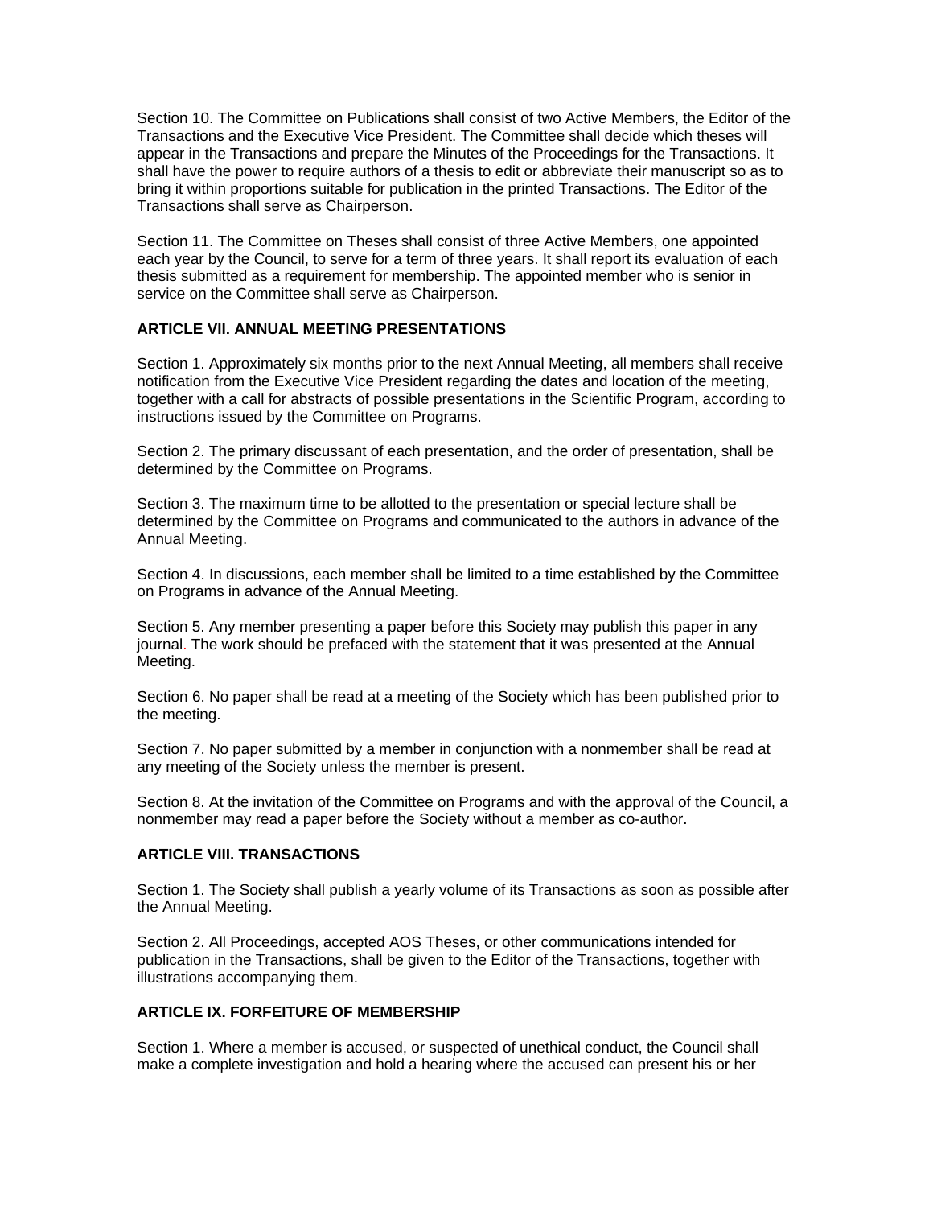Section 10. The Committee on Publications shall consist of two Active Members, the Editor of the Transactions and the Executive Vice President. The Committee shall decide which theses will appear in the Transactions and prepare the Minutes of the Proceedings for the Transactions. It shall have the power to require authors of a thesis to edit or abbreviate their manuscript so as to bring it within proportions suitable for publication in the printed Transactions. The Editor of the Transactions shall serve as Chairperson.

Section 11. The Committee on Theses shall consist of three Active Members, one appointed each year by the Council, to serve for a term of three years. It shall report its evaluation of each thesis submitted as a requirement for membership. The appointed member who is senior in service on the Committee shall serve as Chairperson.

## ARTICLE VII. ANNUAL MEETING PRESENTATIONS

Section 1. Approximately six months prior to the next Annual Meeting, all members shall receive notification from the Executive Vice President regarding the dates and location of the meeting, together with a call for abstracts of possible presentations in the Scientific Program, according to instructions issued by the Committee on Programs.

Section 2. The primary discussant of each presentation, and the order of presentation, shall be determined by the Committee on Programs.

Section 3. The maximum time to be allotted to the presentation or special lecture shall be determined by the Committee on Programs and communicated to the authors in advance of the Annual Meeting.

Section 4. In discussions, each member shall be limited to a time established by the Committee on Programs in advance of the Annual Meeting.

Section 5. Any member presenting a paper before this Society may publish this paper in any journal. The work should be prefaced with the statement that it was presented at the Annual Meeting.

Section 6. No paper shall be read at a meeting of the Society which has been published prior to the meeting.

Section 7. No paper submitted by a member in conjunction with a nonmember shall be read at any meeting of the Society unless the member is present.

Section 8. At the invitation of the Committee on Programs and with the approval of the Council, a nonmember may read a paper before the Society without a member as co-author.

## ARTICLE VIII. TRANSACTIONS

Section 1. The Society shall publish a yearly volume of its Transactions as soon as possible after the Annual Meeting.

Section 2. All Proceedings, accepted AOS Theses, or other communications intended for publication in the Transactions, shall be given to the Editor of the Transactions, together with illustrations accompanying them.

## ARTICLE IX. FORFEITURE OF MEMBERSHIP

Section 1. Where a member is accused, or suspected of unethical conduct, the Council shall make a complete investigation and hold a hearing where the accused can present his or her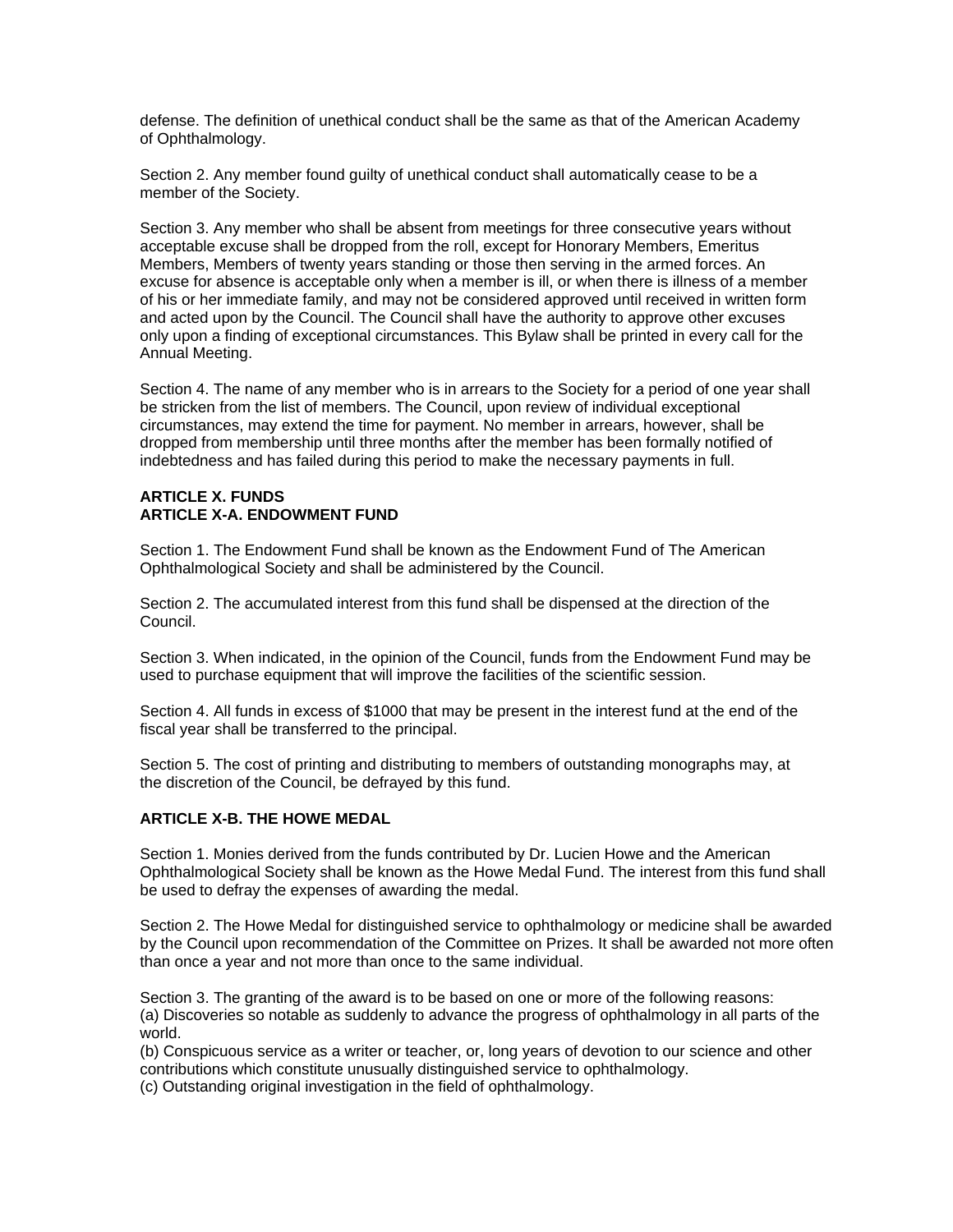defense. The definition of unethical conduct shall be the same as that of the American Academy of Ophthalmology.

Section 2. Any member found guilty of unethical conduct shall automatically cease to be a member of the Society.

Section 3. Any member who shall be absent from meetings for three consecutive years without acceptable excuse shall be dropped from the roll, except for Honorary Members, Emeritus Members, Members of twenty years standing or those then serving in the armed forces. An excuse for absence is acceptable only when a member is ill, or when there is illness of a member of his or her immediate family, and may not be considered approved until received in written form and acted upon by the Council. The Council shall have the authority to approve other excuses only upon a finding of exceptional circumstances. This Bylaw shall be printed in every call for the Annual Meeting.

Section 4. The name of any member who is in arrears to the Society for a period of one year shall be stricken from the list of members. The Council, upon review of individual exceptional circumstances, may extend the time for payment. No member in arrears, however, shall be dropped from membership until three months after the member has been formally notified of indebtedness and has failed during this period to make the necessary payments in full.

## ARTICLE X. FUNDS

## ARTICLE X-A. ENDOWMENT FUND

Section 1. The Endowment Fund shall be known as the Endowment Fund of The American Ophthalmological Society and shall be administered by the Council.

Section 2. The accumulated interest from this fund shall be dispensed at the direction of the Council.

Section 3. When indicated, in the opinion of the Council, funds from the Endowment Fund may be used to purchase equipment that will improve the facilities of the scientific session.

Section 4. All funds in excess of $1000 that may be present in the interest fund at the end of the fiscal year shall be transferred to the principal.

Section 5. The cost of printing and distributing to members of outstanding monographs may, at the discretion of the Council, be defrayed by this fund.

## ARTICLE X-B. THE HOWE MEDAL

Section 1. Monies derived from the funds contributed by Dr. Lucien Howe and the American Ophthalmological Society shall be known as the Howe Medal Fund. The interest from this fund shall be used to defray the expenses of awarding the medal.

Section 2. The Howe Medal for distinguished service to ophthalmology or medicine shall be awarded by the Council upon recommendation of the Committee on Prizes. It shall be awarded not more often than once a year and not more than once to the same individual.

Section 3. The granting of the award is to be based on one or more of the following reasons:
(a) Discoveries so notable as suddenly to advance the progress of ophthalmology in all parts of the world.
(b) Conspicuous service as a writer or teacher, or, long years of devotion to our science and other contributions which constitute unusually distinguished service to ophthalmology.
(c) Outstanding original investigation in the field of ophthalmology.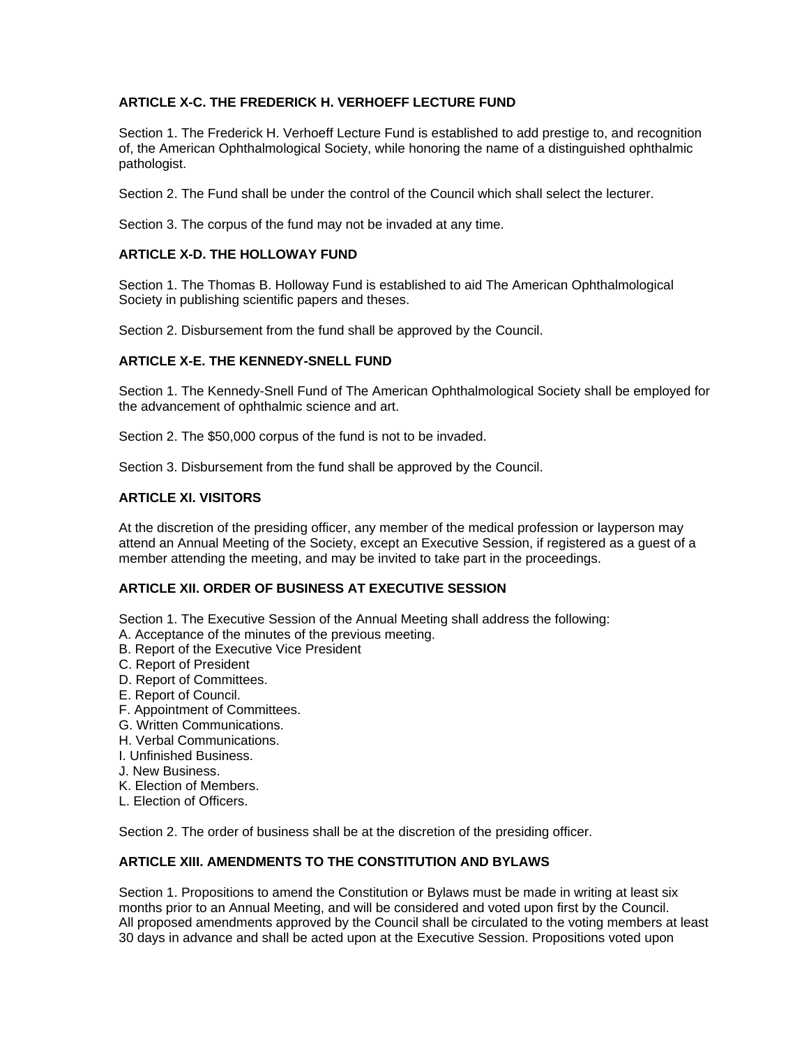**ARTICLE X-C. THE FREDERICK H. VERHOEFF LECTURE FUND**

Section 1. The Frederick H. Verhoeff Lecture Fund is established to add prestige to, and recognition of, the American Ophthalmological Society, while honoring the name of a distinguished ophthalmic pathologist.

Section 2. The Fund shall be under the control of the Council which shall select the lecturer.

Section 3. The corpus of the fund may not be invaded at any time.

**ARTICLE X-D. THE HOLLOWAY FUND**

Section 1. The Thomas B. Holloway Fund is established to aid The American Ophthalmological Society in publishing scientific papers and theses.

Section 2. Disbursement from the fund shall be approved by the Council.

**ARTICLE X-E. THE KENNEDY-SNELL FUND**

Section 1. The Kennedy-Snell Fund of The American Ophthalmological Society shall be employed for the advancement of ophthalmic science and art.

Section 2. The $50,000 corpus of the fund is not to be invaded.

Section 3. Disbursement from the fund shall be approved by the Council.

**ARTICLE XI. VISITORS**

At the discretion of the presiding officer, any member of the medical profession or layperson may attend an Annual Meeting of the Society, except an Executive Session, if registered as a guest of a member attending the meeting, and may be invited to take part in the proceedings.

**ARTICLE XII. ORDER OF BUSINESS AT EXECUTIVE SESSION**

Section 1. The Executive Session of the Annual Meeting shall address the following:
A. Acceptance of the minutes of the previous meeting.
B. Report of the Executive Vice President
C. Report of President
D. Report of Committees.
E. Report of Council.
F. Appointment of Committees.
G. Written Communications.
H. Verbal Communications.
I. Unfinished Business.
J. New Business.
K. Election of Members.
L. Election of Officers.

Section 2. The order of business shall be at the discretion of the presiding officer.

**ARTICLE XIII. AMENDMENTS TO THE CONSTITUTION AND BYLAWS**

Section 1. Propositions to amend the Constitution or Bylaws must be made in writing at least six months prior to an Annual Meeting, and will be considered and voted upon first by the Council. All proposed amendments approved by the Council shall be circulated to the voting members at least 30 days in advance and shall be acted upon at the Executive Session. Propositions voted upon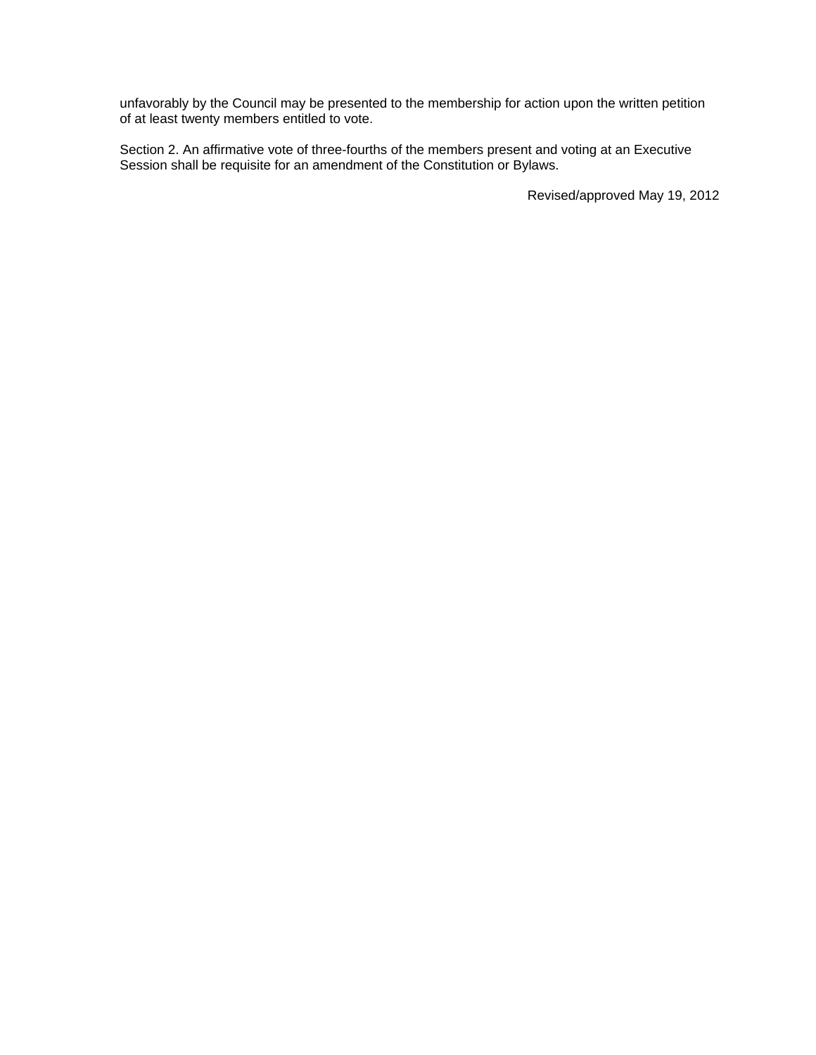unfavorably by the Council may be presented to the membership for action upon the written petition of at least twenty members entitled to vote.

Section 2. An affirmative vote of three-fourths of the members present and voting at an Executive Session shall be requisite for an amendment of the Constitution or Bylaws.

Revised/approved May 19, 2012